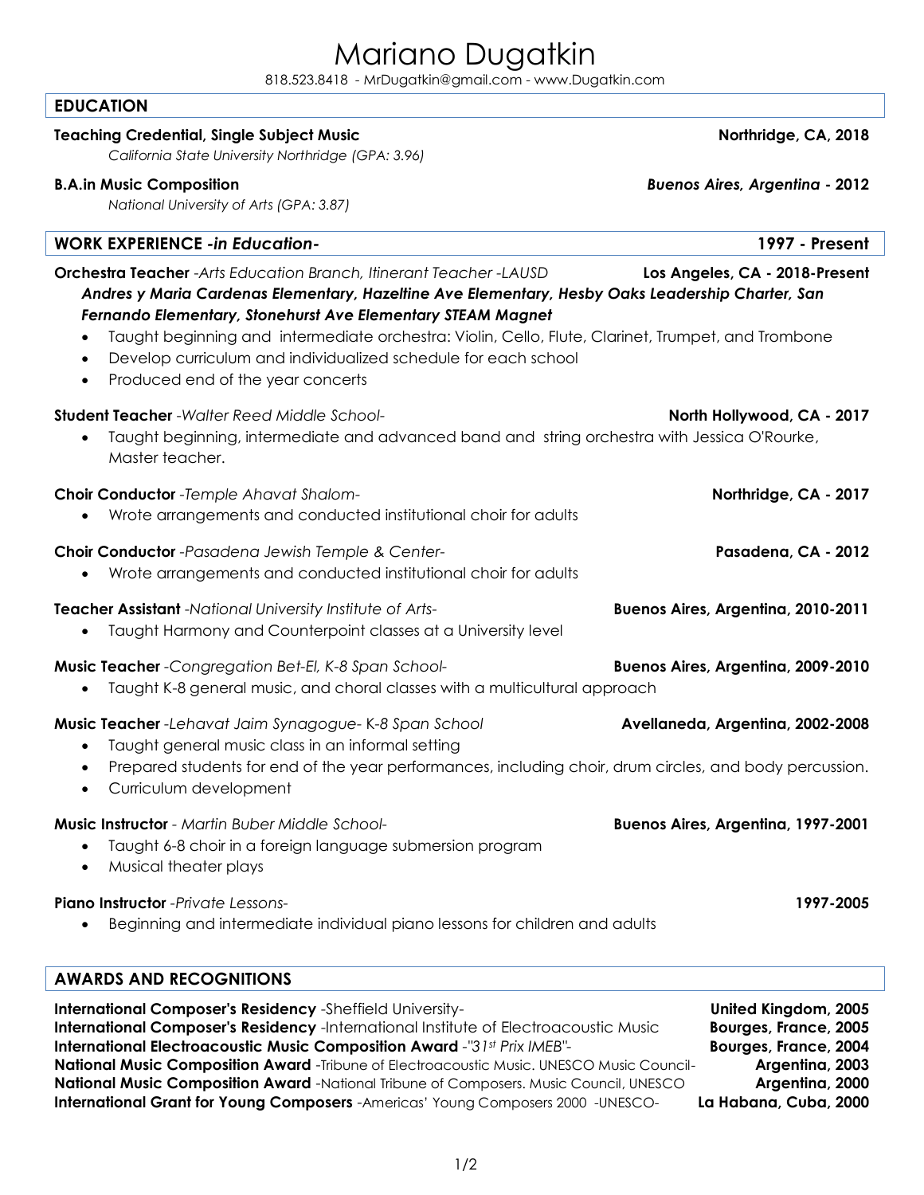# Mariano Dugatkin

818.523.8418 - MrDugatkin@gmail.com - www.Dugatkin.com

## EDUCATION

**Teaching Credential, Single Subject Music** — **Northridge, CA, 2018**
*California State University Northridge (GPA: 3.96)*

**B.A.in Music Composition** — ***Buenos Aires, Argentina* - 2012**
*National University of Arts (GPA: 3.87)*

## WORK EXPERIENCE *-in Education-* — 1997 - Present

**Orchestra Teacher** *-Arts Education Branch, Itinerant Teacher -LAUSD* — **Los Angeles, CA - 2018-Present**
***Andres y Maria Cardenas Elementary, Hazeltine Ave Elementary, Hesby Oaks Leadership Charter, San Fernando Elementary, Stonehurst Ave Elementary STEAM Magnet***

- Taught beginning and intermediate orchestra: Violin, Cello, Flute, Clarinet, Trumpet, and Trombone
- Develop curriculum and individualized schedule for each school
- Produced end of the year concerts

**Student Teacher** *-Walter Reed Middle School-* — **North Hollywood, CA - 2017**

- Taught beginning, intermediate and advanced band and string orchestra with Jessica O'Rourke, Master teacher.

**Choir Conductor** *-Temple Ahavat Shalom-* — **Northridge, CA - 2017**

- Wrote arrangements and conducted institutional choir for adults

**Choir Conductor** *-Pasadena Jewish Temple & Center-* — **Pasadena, CA - 2012**

- Wrote arrangements and conducted institutional choir for adults

**Teacher Assistant** *-National University Institute of Arts-* — **Buenos Aires, Argentina, 2010-2011**

- Taught Harmony and Counterpoint classes at a University level

**Music Teacher** *-Congregation Bet-El, K-8 Span School-* — **Buenos Aires, Argentina, 2009-2010**

- Taught K-8 general music, and choral classes with a multicultural approach

**Music Teacher** *-Lehavat Jaim Synagogue-* K-8 *Span School* — **Avellaneda, Argentina, 2002-2008**

- Taught general music class in an informal setting
- Prepared students for end of the year performances, including choir, drum circles, and body percussion.
- Curriculum development

**Music Instructor** - *Martin Buber Middle School-* — **Buenos Aires, Argentina, 1997-2001**

- Taught 6-8 choir in a foreign language submersion program
- Musical theater plays

**Piano Instructor** *-Private Lessons-* — **1997-2005**

- Beginning and intermediate individual piano lessons for children and adults

## AWARDS AND RECOGNITIONS

**International Composer's Residency** -Sheffield University- — **United Kingdom, 2005**
**International Composer's Residency** -International Institute of Electroacoustic Music — **Bourges, France, 2005**
**International Electroacoustic Music Composition Award** -*"31st Prix IMEB"*- — **Bourges, France, 2004**
**National Music Composition Award** -Tribune of Electroacoustic Music. UNESCO Music Council- — **Argentina, 2003**
**National Music Composition Award** -National Tribune of Composers. Music Council, UNESCO — **Argentina, 2000**
**International Grant for Young Composers** -Americas' Young Composers 2000 -UNESCO- — **La Habana, Cuba, 2000**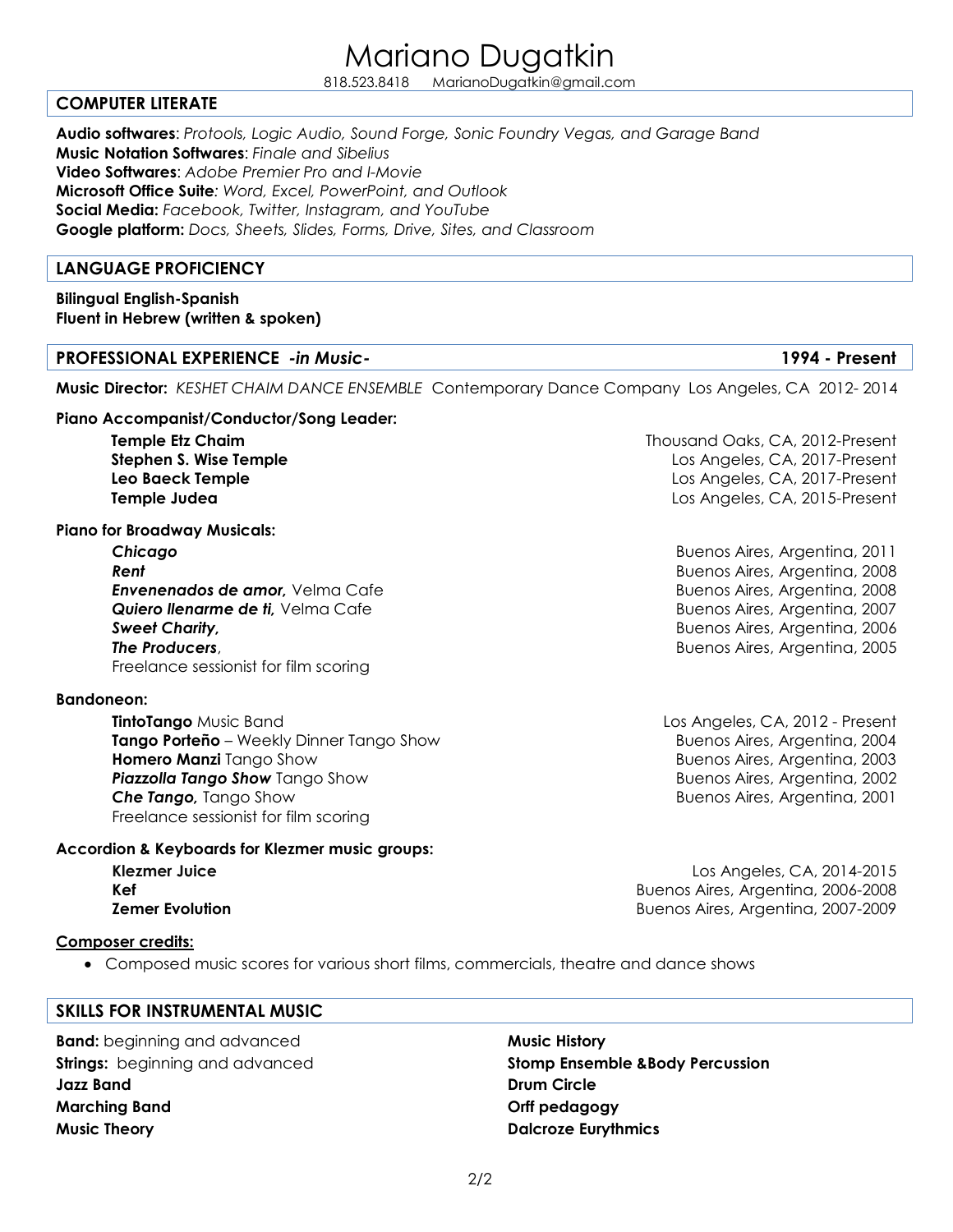# Mariano Dugatkin

818.523.8418 MarianoDugatkin@gmail.com

## COMPUTER LITERATE

**Audio softwares**: *Protools, Logic Audio, Sound Forge, Sonic Foundry Vegas, and Garage Band*
**Music Notation Softwares**: *Finale and Sibelius*
**Video Softwares**: *Adobe Premier Pro and I-Movie*
**Microsoft Office Suite***: Word, Excel, PowerPoint, and Outlook*
**Social Media:** *Facebook, Twitter, Instagram, and YouTube*
**Google platform:** *Docs, Sheets, Slides, Forms, Drive, Sites, and Classroom*

## LANGUAGE PROFICIENCY

**Bilingual English-Spanish**
**Fluent in Hebrew (written & spoken)**

## PROFESSIONAL EXPERIENCE *-in Music-* 1994 - Present

**Music Director:** *KESHET CHAIM DANCE ENSEMBLE* Contemporary Dance Company Los Angeles, CA 2012- 2014

**Piano Accompanist/Conductor/Song Leader:**

- **Temple Etz Chaim** — Thousand Oaks, CA, 2012-Present
- **Stephen S. Wise Temple** — Los Angeles, CA, 2017-Present
- **Leo Baeck Temple** — Los Angeles, CA, 2017-Present
- **Temple Judea** — Los Angeles, CA, 2015-Present

**Piano for Broadway Musicals:**

- ***Chicago*** — Buenos Aires, Argentina, 2011
- ***Rent*** — Buenos Aires, Argentina, 2008
- ***Envenenados de amor,*** Velma Cafe — Buenos Aires, Argentina, 2008
- ***Quiero llenarme de ti,*** Velma Cafe — Buenos Aires, Argentina, 2007
- ***Sweet Charity,*** — Buenos Aires, Argentina, 2006
- ***The Producers***, — Buenos Aires, Argentina, 2005
- Freelance sessionist for film scoring

**Bandoneon:**

- **TintoTango** Music Band — Los Angeles, CA, 2012 - Present
- **Tango Porteño** – Weekly Dinner Tango Show — Buenos Aires, Argentina, 2004
- **Homero Manzi** Tango Show — Buenos Aires, Argentina, 2003
- ***Piazzolla Tango Show*** Tango Show — Buenos Aires, Argentina, 2002
- ***Che Tango,*** Tango Show — Buenos Aires, Argentina, 2001
- Freelance sessionist for film scoring

**Accordion & Keyboards for Klezmer music groups:**

- **Klezmer Juice** — Los Angeles, CA, 2014-2015
- **Kef** — Buenos Aires, Argentina, 2006-2008
- **Zemer Evolution** — Buenos Aires, Argentina, 2007-2009

**Composer credits:**

- Composed music scores for various short films, commercials, theatre and dance shows

## SKILLS FOR INSTRUMENTAL MUSIC

**Band:** beginning and advanced
**Strings:** beginning and advanced
**Jazz Band**
**Marching Band**
**Music Theory**
**Music History**
**Stomp Ensemble &Body Percussion**
**Drum Circle**
**Orff pedagogy**
**Dalcroze Eurythmics**